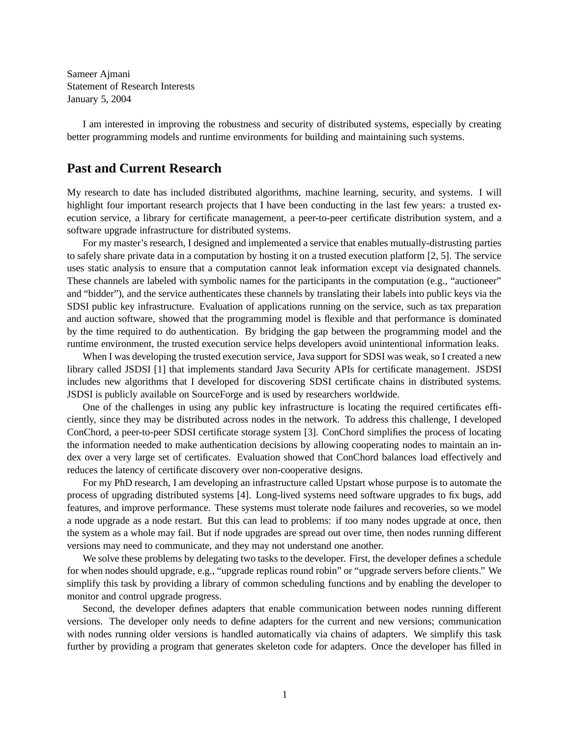Sameer Ajmani
Statement of Research Interests
January 5, 2004

I am interested in improving the robustness and security of distributed systems, especially by creating better programming models and runtime environments for building and maintaining such systems.

## Past and Current Research

My research to date has included distributed algorithms, machine learning, security, and systems. I will highlight four important research projects that I have been conducting in the last few years: a trusted execution service, a library for certificate management, a peer-to-peer certificate distribution system, and a software upgrade infrastructure for distributed systems.

For my master's research, I designed and implemented a service that enables mutually-distrusting parties to safely share private data in a computation by hosting it on a trusted execution platform [2, 5]. The service uses static analysis to ensure that a computation cannot leak information except via designated channels. These channels are labeled with symbolic names for the participants in the computation (e.g., "auctioneer" and "bidder"), and the service authenticates these channels by translating their labels into public keys via the SDSI public key infrastructure. Evaluation of applications running on the service, such as tax preparation and auction software, showed that the programming model is flexible and that performance is dominated by the time required to do authentication. By bridging the gap between the programming model and the runtime environment, the trusted execution service helps developers avoid unintentional information leaks.

When I was developing the trusted execution service, Java support for SDSI was weak, so I created a new library called JSDSI [1] that implements standard Java Security APIs for certificate management. JSDSI includes new algorithms that I developed for discovering SDSI certificate chains in distributed systems. JSDSI is publicly available on SourceForge and is used by researchers worldwide.

One of the challenges in using any public key infrastructure is locating the required certificates efficiently, since they may be distributed across nodes in the network. To address this challenge, I developed ConChord, a peer-to-peer SDSI certificate storage system [3]. ConChord simplifies the process of locating the information needed to make authentication decisions by allowing cooperating nodes to maintain an index over a very large set of certificates. Evaluation showed that ConChord balances load effectively and reduces the latency of certificate discovery over non-cooperative designs.

For my PhD research, I am developing an infrastructure called Upstart whose purpose is to automate the process of upgrading distributed systems [4]. Long-lived systems need software upgrades to fix bugs, add features, and improve performance. These systems must tolerate node failures and recoveries, so we model a node upgrade as a node restart. But this can lead to problems: if too many nodes upgrade at once, then the system as a whole may fail. But if node upgrades are spread out over time, then nodes running different versions may need to communicate, and they may not understand one another.

We solve these problems by delegating two tasks to the developer. First, the developer defines a schedule for when nodes should upgrade, e.g., "upgrade replicas round robin" or "upgrade servers before clients." We simplify this task by providing a library of common scheduling functions and by enabling the developer to monitor and control upgrade progress.

Second, the developer defines adapters that enable communication between nodes running different versions. The developer only needs to define adapters for the current and new versions; communication with nodes running older versions is handled automatically via chains of adapters. We simplify this task further by providing a program that generates skeleton code for adapters. Once the developer has filled in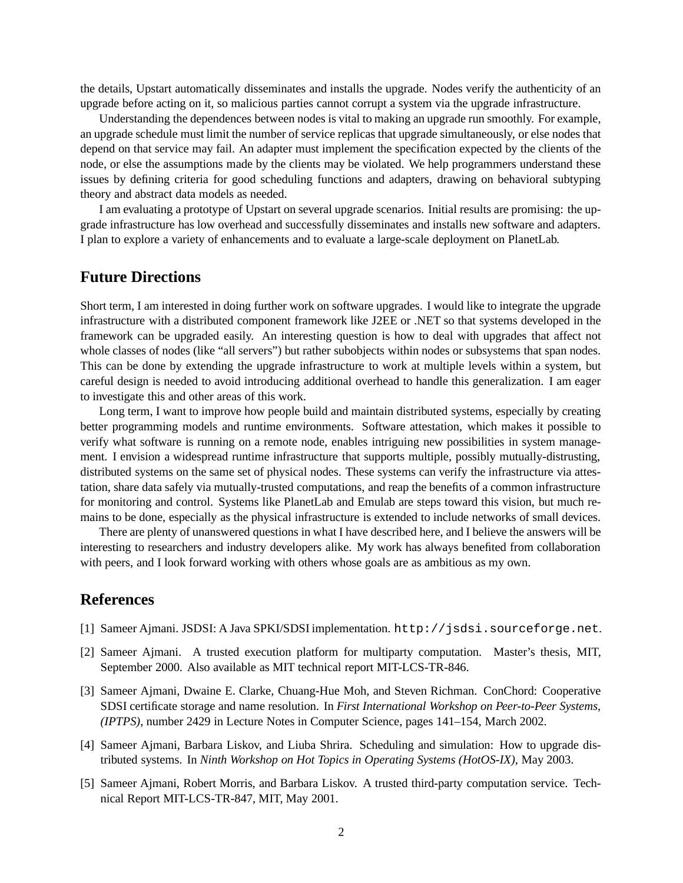the details, Upstart automatically disseminates and installs the upgrade. Nodes verify the authenticity of an upgrade before acting on it, so malicious parties cannot corrupt a system via the upgrade infrastructure.

Understanding the dependences between nodes is vital to making an upgrade run smoothly. For example, an upgrade schedule must limit the number of service replicas that upgrade simultaneously, or else nodes that depend on that service may fail. An adapter must implement the specification expected by the clients of the node, or else the assumptions made by the clients may be violated. We help programmers understand these issues by defining criteria for good scheduling functions and adapters, drawing on behavioral subtyping theory and abstract data models as needed.

I am evaluating a prototype of Upstart on several upgrade scenarios. Initial results are promising: the upgrade infrastructure has low overhead and successfully disseminates and installs new software and adapters. I plan to explore a variety of enhancements and to evaluate a large-scale deployment on PlanetLab.

## Future Directions

Short term, I am interested in doing further work on software upgrades. I would like to integrate the upgrade infrastructure with a distributed component framework like J2EE or .NET so that systems developed in the framework can be upgraded easily. An interesting question is how to deal with upgrades that affect not whole classes of nodes (like "all servers") but rather subobjects within nodes or subsystems that span nodes. This can be done by extending the upgrade infrastructure to work at multiple levels within a system, but careful design is needed to avoid introducing additional overhead to handle this generalization. I am eager to investigate this and other areas of this work.

Long term, I want to improve how people build and maintain distributed systems, especially by creating better programming models and runtime environments. Software attestation, which makes it possible to verify what software is running on a remote node, enables intriguing new possibilities in system management. I envision a widespread runtime infrastructure that supports multiple, possibly mutually-distrusting, distributed systems on the same set of physical nodes. These systems can verify the infrastructure via attestation, share data safely via mutually-trusted computations, and reap the benefits of a common infrastructure for monitoring and control. Systems like PlanetLab and Emulab are steps toward this vision, but much remains to be done, especially as the physical infrastructure is extended to include networks of small devices.

There are plenty of unanswered questions in what I have described here, and I believe the answers will be interesting to researchers and industry developers alike. My work has always benefited from collaboration with peers, and I look forward working with others whose goals are as ambitious as my own.

## References

[1] Sameer Ajmani. JSDSI: A Java SPKI/SDSI implementation. `http://jsdsi.sourceforge.net`.

[2] Sameer Ajmani. A trusted execution platform for multiparty computation. Master's thesis, MIT, September 2000. Also available as MIT technical report MIT-LCS-TR-846.

[3] Sameer Ajmani, Dwaine E. Clarke, Chuang-Hue Moh, and Steven Richman. ConChord: Cooperative SDSI certificate storage and name resolution. In *First International Workshop on Peer-to-Peer Systems, (IPTPS)*, number 2429 in Lecture Notes in Computer Science, pages 141–154, March 2002.

[4] Sameer Ajmani, Barbara Liskov, and Liuba Shrira. Scheduling and simulation: How to upgrade distributed systems. In *Ninth Workshop on Hot Topics in Operating Systems (HotOS-IX)*, May 2003.

[5] Sameer Ajmani, Robert Morris, and Barbara Liskov. A trusted third-party computation service. Technical Report MIT-LCS-TR-847, MIT, May 2001.